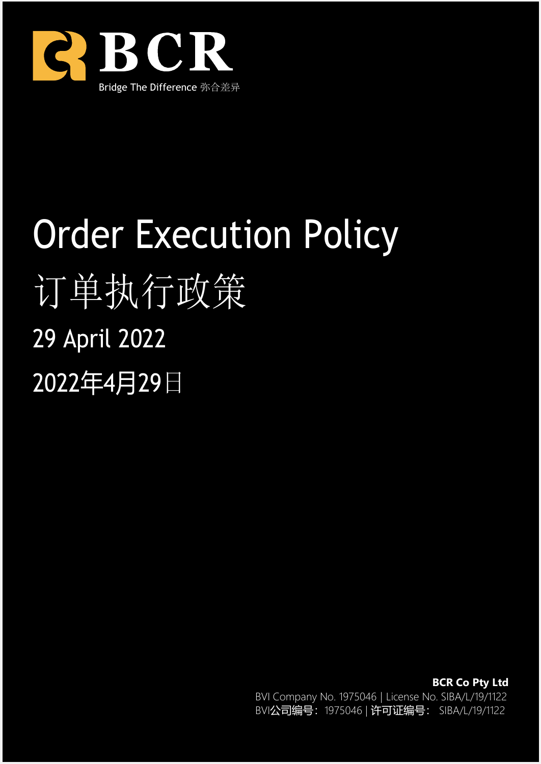BCR

Bridge The Difference 弥合差异

# Order Execution Policy

# 订单执行政策

29 April 2022

2022年4月29日

**BCR Co Pty Ltd**

BVI Company No. 1975046 | License No. SIBA/L/19/1122

BVI公司编号：1975046 | 许可证编号： SIBA/L/19/1122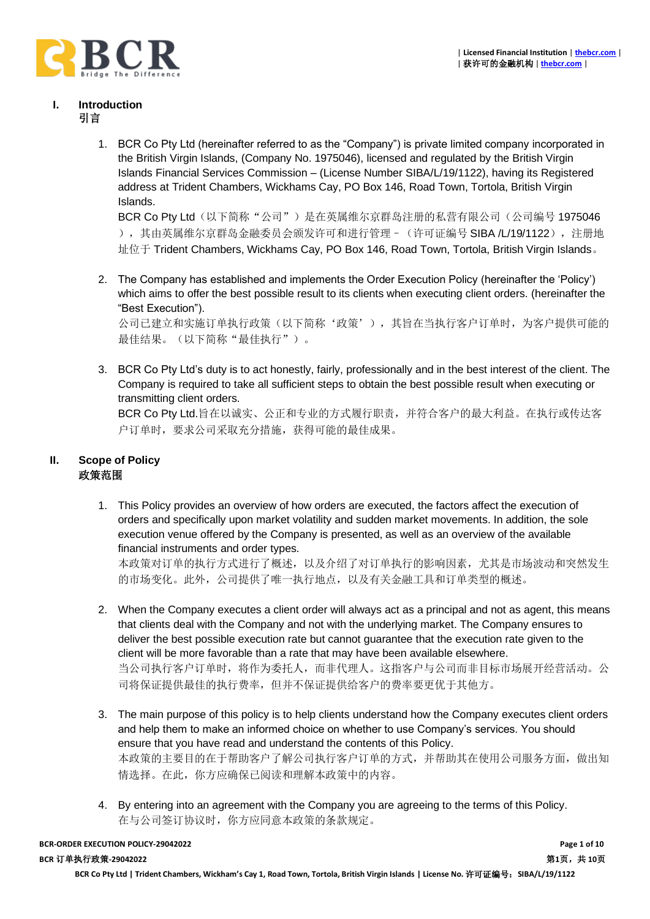## I. Introduction
## 引言

1. BCR Co Pty Ltd (hereinafter referred to as the "Company") is private limited company incorporated in the British Virgin Islands, (Company No. 1975046), licensed and regulated by the British Virgin Islands Financial Services Commission – (License Number SIBA/L/19/1122), having its Registered address at Trident Chambers, Wickhams Cay, PO Box 146, Road Town, Tortola, British Virgin Islands.
   BCR Co Pty Ltd（以下简称"公司"）是在英属维尔京群岛注册的私营有限公司（公司编号 1975046），其由英属维尔京群岛金融委员会颁发许可和进行管理 –（许可证编号 SIBA /L/19/1122），注册地址位于 Trident Chambers, Wickhams Cay, PO Box 146, Road Town, Tortola, British Virgin Islands。

2. The Company has established and implements the Order Execution Policy (hereinafter the 'Policy') which aims to offer the best possible result to its clients when executing client orders. (hereinafter the "Best Execution").
   公司已建立和实施订单执行政策（以下简称'政策'），其旨在当执行客户订单时，为客户提供可能的最佳结果。（以下简称"最佳执行"）。

3. BCR Co Pty Ltd's duty is to act honestly, fairly, professionally and in the best interest of the client. The Company is required to take all sufficient steps to obtain the best possible result when executing or transmitting client orders.
   BCR Co Pty Ltd.旨在以诚实、公正和专业的方式履行职责，并符合客户的最大利益。在执行或传达客户订单时，要求公司采取充分措施，获得可能的最佳成果。

## II. Scope of Policy
## 政策范围

1. This Policy provides an overview of how orders are executed, the factors affect the execution of orders and specifically upon market volatility and sudden market movements. In addition, the sole execution venue offered by the Company is presented, as well as an overview of the available financial instruments and order types.
   本政策对订单的执行方式进行了概述，以及介绍了对订单执行的影响因素，尤其是市场波动和突然发生的市场变化。此外，公司提供了唯一执行地点，以及有关金融工具和订单类型的概述。

2. When the Company executes a client order will always act as a principal and not as agent, this means that clients deal with the Company and not with the underlying market. The Company ensures to deliver the best possible execution rate but cannot guarantee that the execution rate given to the client will be more favorable than a rate that may have been available elsewhere.
   当公司执行客户订单时，将作为委托人，而非代理人。这指客户与公司而非目标市场展开经营活动。公司将保证提供最佳的执行费率，但并不保证提供给客户的费率要更优于其他方。

3. The main purpose of this policy is to help clients understand how the Company executes client orders and help them to make an informed choice on whether to use Company's services. You should ensure that you have read and understand the contents of this Policy.
   本政策的主要目的在于帮助客户了解公司执行客户订单的方式，并帮助其在使用公司服务方面，做出知情选择。在此，你方应确保已阅读和理解本政策中的内容。

4. By entering into an agreement with the Company you are agreeing to the terms of this Policy.
   在与公司签订协议时，你方应同意本政策的条款规定。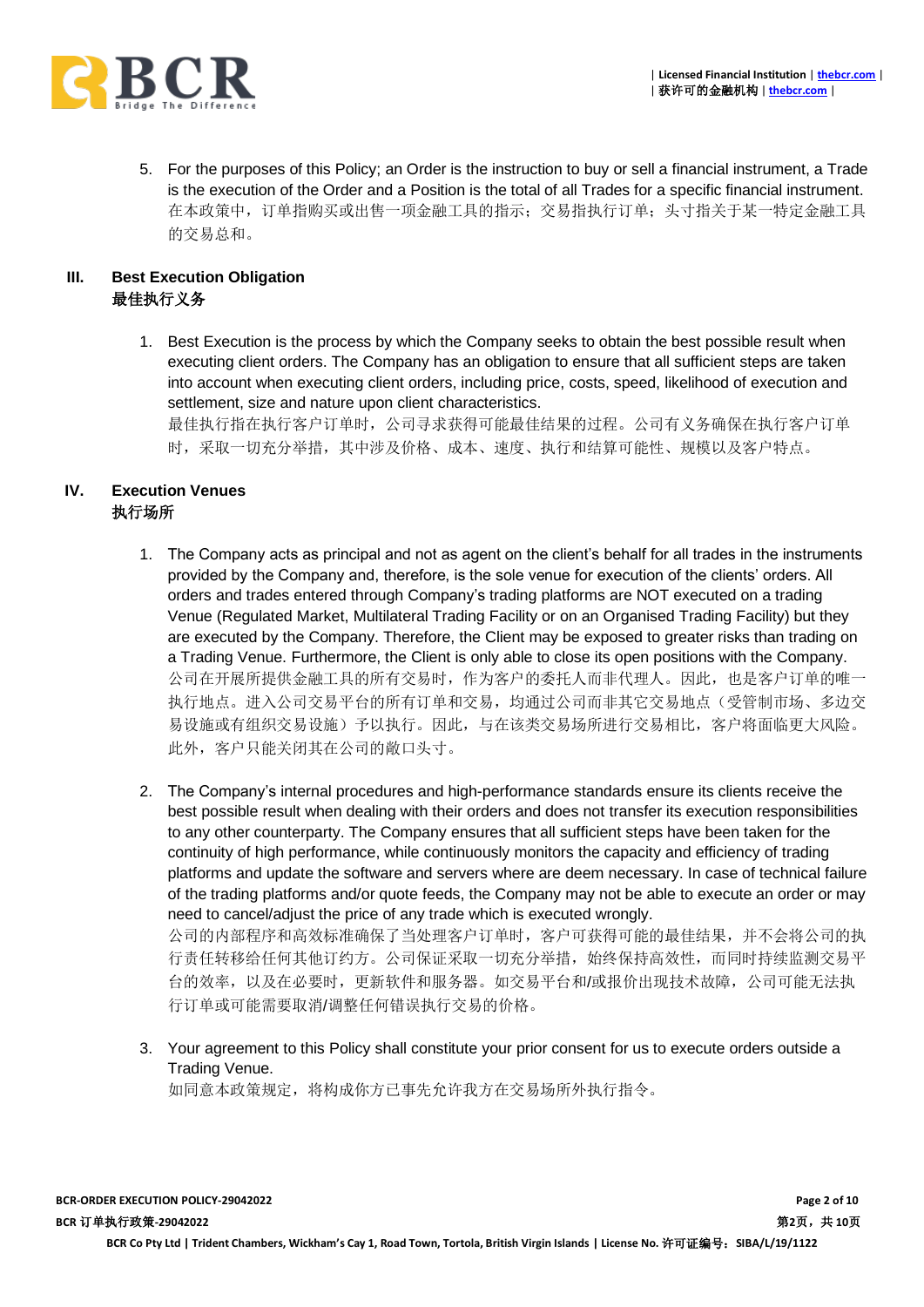5. For the purposes of this Policy; an Order is the instruction to buy or sell a financial instrument, a Trade is the execution of the Order and a Position is the total of all Trades for a specific financial instrument.
在本政策中，订单指购买或出售一项金融工具的指示；交易指执行订单；头寸指关于某一特定金融工具的交易总和。

## III. Best Execution Obligation
## 最佳执行义务

1. Best Execution is the process by which the Company seeks to obtain the best possible result when executing client orders. The Company has an obligation to ensure that all sufficient steps are taken into account when executing client orders, including price, costs, speed, likelihood of execution and settlement, size and nature upon client characteristics.
最佳执行指在执行客户订单时，公司寻求获得可能最佳结果的过程。公司有义务确保在执行客户订单时，采取一切充分举措，其中涉及价格、成本、速度、执行和结算可能性、规模以及客户特点。

## IV. Execution Venues
## 执行场所

1. The Company acts as principal and not as agent on the client's behalf for all trades in the instruments provided by the Company and, therefore, is the sole venue for execution of the clients' orders. All orders and trades entered through Company's trading platforms are NOT executed on a trading Venue (Regulated Market, Multilateral Trading Facility or on an Organised Trading Facility) but they are executed by the Company. Therefore, the Client may be exposed to greater risks than trading on a Trading Venue. Furthermore, the Client is only able to close its open positions with the Company.
公司在开展所提供金融工具的所有交易时，作为客户的委托人而非代理人。因此，也是客户订单的唯一执行地点。进入公司交易平台的所有订单和交易，均通过公司而非其它交易地点（受管制市场、多边交易设施或有组织交易设施）予以执行。因此，与在该类交易场所进行交易相比，客户将面临更大风险。此外，客户只能关闭其在公司的敞口头寸。

2. The Company's internal procedures and high-performance standards ensure its clients receive the best possible result when dealing with their orders and does not transfer its execution responsibilities to any other counterparty. The Company ensures that all sufficient steps have been taken for the continuity of high performance, while continuously monitors the capacity and efficiency of trading platforms and update the software and servers where are deem necessary. In case of technical failure of the trading platforms and/or quote feeds, the Company may not be able to execute an order or may need to cancel/adjust the price of any trade which is executed wrongly.
公司的内部程序和高效标准确保了当处理客户订单时，客户可获得可能的最佳结果，并不会将公司的执行责任转移给任何其他订约方。公司保证采取一切充分举措，始终保持高效性，而同时持续监测交易平台的效率，以及在必要时，更新软件和服务器。如交易平台和/或报价出现技术故障，公司可能无法执行订单或可能需要取消/调整任何错误执行交易的价格。

3. Your agreement to this Policy shall constitute your prior consent for us to execute orders outside a Trading Venue.
如同意本政策规定，将构成你方已事先允许我方在交易场所外执行指令。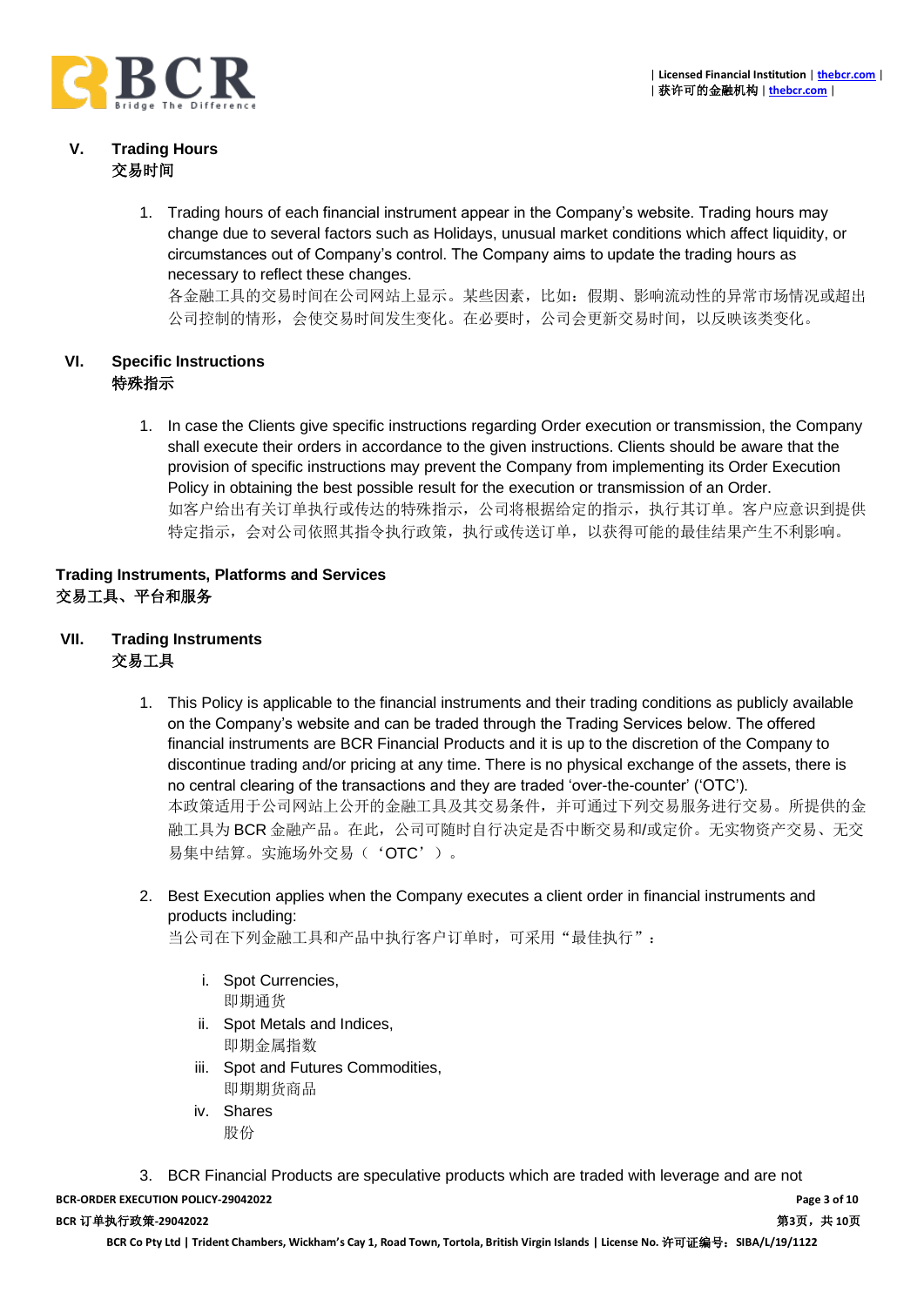## V. Trading Hours
交易时间

1. Trading hours of each financial instrument appear in the Company's website. Trading hours may change due to several factors such as Holidays, unusual market conditions which affect liquidity, or circumstances out of Company's control. The Company aims to update the trading hours as necessary to reflect these changes.
   各金融工具的交易时间在公司网站上显示。某些因素，比如：假期、影响流动性的异常市场情况或超出公司控制的情形，会使交易时间发生变化。在必要时，公司会更新交易时间，以反映该类变化。

## VI. Specific Instructions
特殊指示

1. In case the Clients give specific instructions regarding Order execution or transmission, the Company shall execute their orders in accordance to the given instructions. Clients should be aware that the provision of specific instructions may prevent the Company from implementing its Order Execution Policy in obtaining the best possible result for the execution or transmission of an Order.
   如客户给出有关订单执行或传达的特殊指示，公司将根据给定的指示，执行其订单。客户应意识到提供特定指示，会对公司依照其指令执行政策，执行或传送订单，以获得可能的最佳结果产生不利影响。

# Trading Instruments, Platforms and Services
交易工具、平台和服务

## VII. Trading Instruments
交易工具

1. This Policy is applicable to the financial instruments and their trading conditions as publicly available on the Company's website and can be traded through the Trading Services below. The offered financial instruments are BCR Financial Products and it is up to the discretion of the Company to discontinue trading and/or pricing at any time. There is no physical exchange of the assets, there is no central clearing of the transactions and they are traded 'over-the-counter' ('OTC').
   本政策适用于公司网站上公开的金融工具及其交易条件，并可通过下列交易服务进行交易。所提供的金融工具为 BCR 金融产品。在此，公司可随时自行决定是否中断交易和/或定价。无实物资产交易、无交易集中结算。实施场外交易（‘OTC’）。

2. Best Execution applies when the Company executes a client order in financial instruments and products including:
   当公司在下列金融工具和产品中执行客户订单时，可采用“最佳执行”：

   i. Spot Currencies,
      即期通货
   ii. Spot Metals and Indices,
      即期金属指数
   iii. Spot and Futures Commodities,
      即期期货商品
   iv. Shares
      股份

3. BCR Financial Products are speculative products which are traded with leverage and are not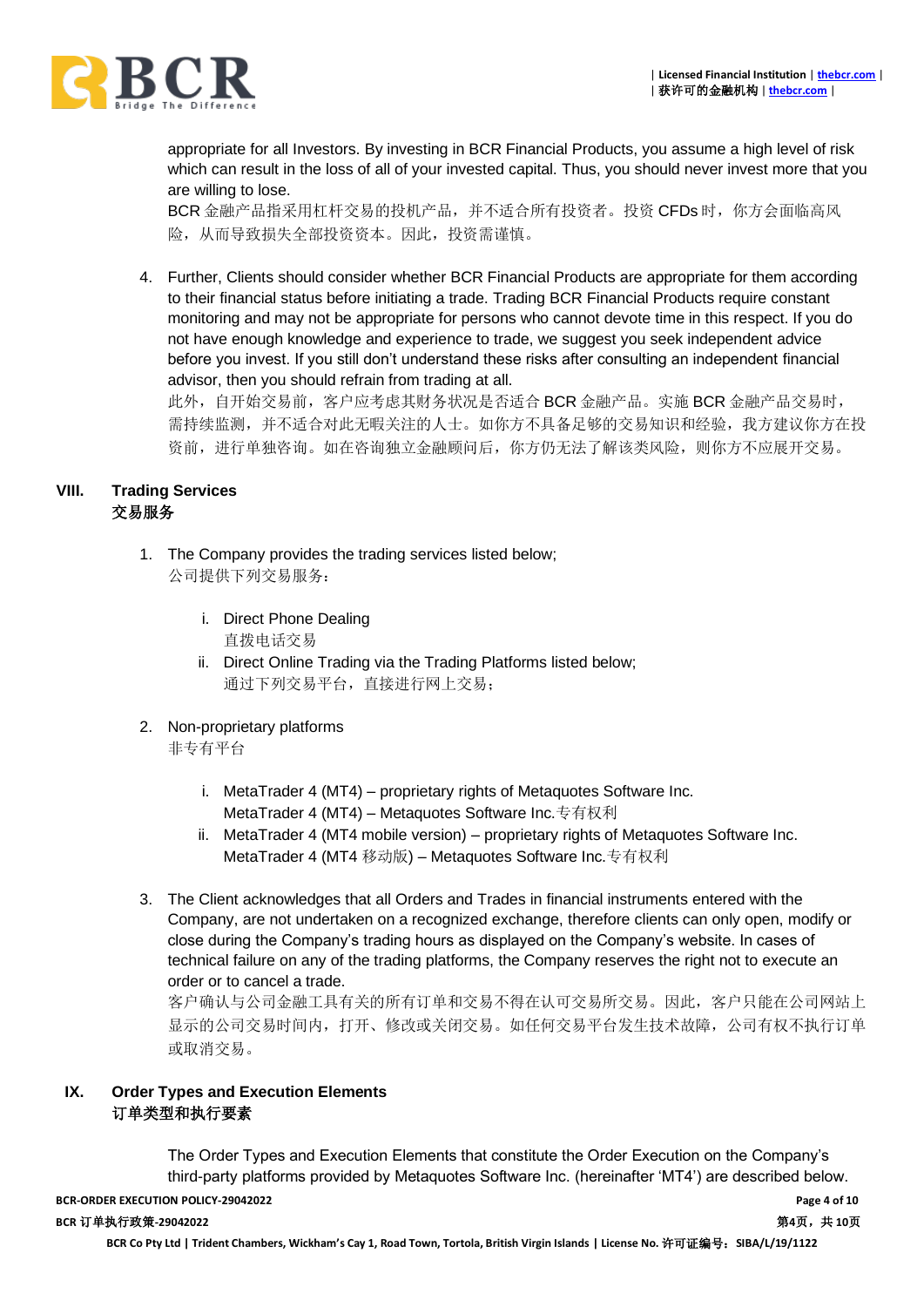appropriate for all Investors. By investing in BCR Financial Products, you assume a high level of risk which can result in the loss of all of your invested capital. Thus, you should never invest more that you are willing to lose.
BCR 金融产品指采用杠杆交易的投机产品，并不适合所有投资者。投资 CFDs 时，你方会面临高风险，从而导致损失全部投资资本。因此，投资需谨慎。

4. Further, Clients should consider whether BCR Financial Products are appropriate for them according to their financial status before initiating a trade. Trading BCR Financial Products require constant monitoring and may not be appropriate for persons who cannot devote time in this respect. If you do not have enough knowledge and experience to trade, we suggest you seek independent advice before you invest. If you still don't understand these risks after consulting an independent financial advisor, then you should refrain from trading at all.
此外，自开始交易前，客户应考虑其财务状况是否适合 BCR 金融产品。实施 BCR 金融产品交易时，需持续监测，并不适合对此无暇关注的人士。如你方不具备足够的交易知识和经验，我方建议你方在投资前，进行单独咨询。如在咨询独立金融顾问后，你方仍无法了解该类风险，则你方不应展开交易。

## VIII. Trading Services
## 交易服务

1. The Company provides the trading services listed below;
公司提供下列交易服务：

   i. Direct Phone Dealing
   直拨电话交易
   ii. Direct Online Trading via the Trading Platforms listed below;
   通过下列交易平台，直接进行网上交易；

2. Non-proprietary platforms
非专有平台

   i. MetaTrader 4 (MT4) – proprietary rights of Metaquotes Software Inc.
   MetaTrader 4 (MT4) – Metaquotes Software Inc.专有权利
   ii. MetaTrader 4 (MT4 mobile version) – proprietary rights of Metaquotes Software Inc.
   MetaTrader 4 (MT4 移动版) – Metaquotes Software Inc.专有权利

3. The Client acknowledges that all Orders and Trades in financial instruments entered with the Company, are not undertaken on a recognized exchange, therefore clients can only open, modify or close during the Company's trading hours as displayed on the Company's website. In cases of technical failure on any of the trading platforms, the Company reserves the right not to execute an order or to cancel a trade.
客户确认与公司金融工具有关的所有订单和交易不得在认可交易所交易。因此，客户只能在公司网站上显示的公司交易时间内，打开、修改或关闭交易。如任何交易平台发生技术故障，公司有权不执行订单或取消交易。

## IX. Order Types and Execution Elements
## 订单类型和执行要素

The Order Types and Execution Elements that constitute the Order Execution on the Company's third-party platforms provided by Metaquotes Software Inc. (hereinafter 'MT4') are described below.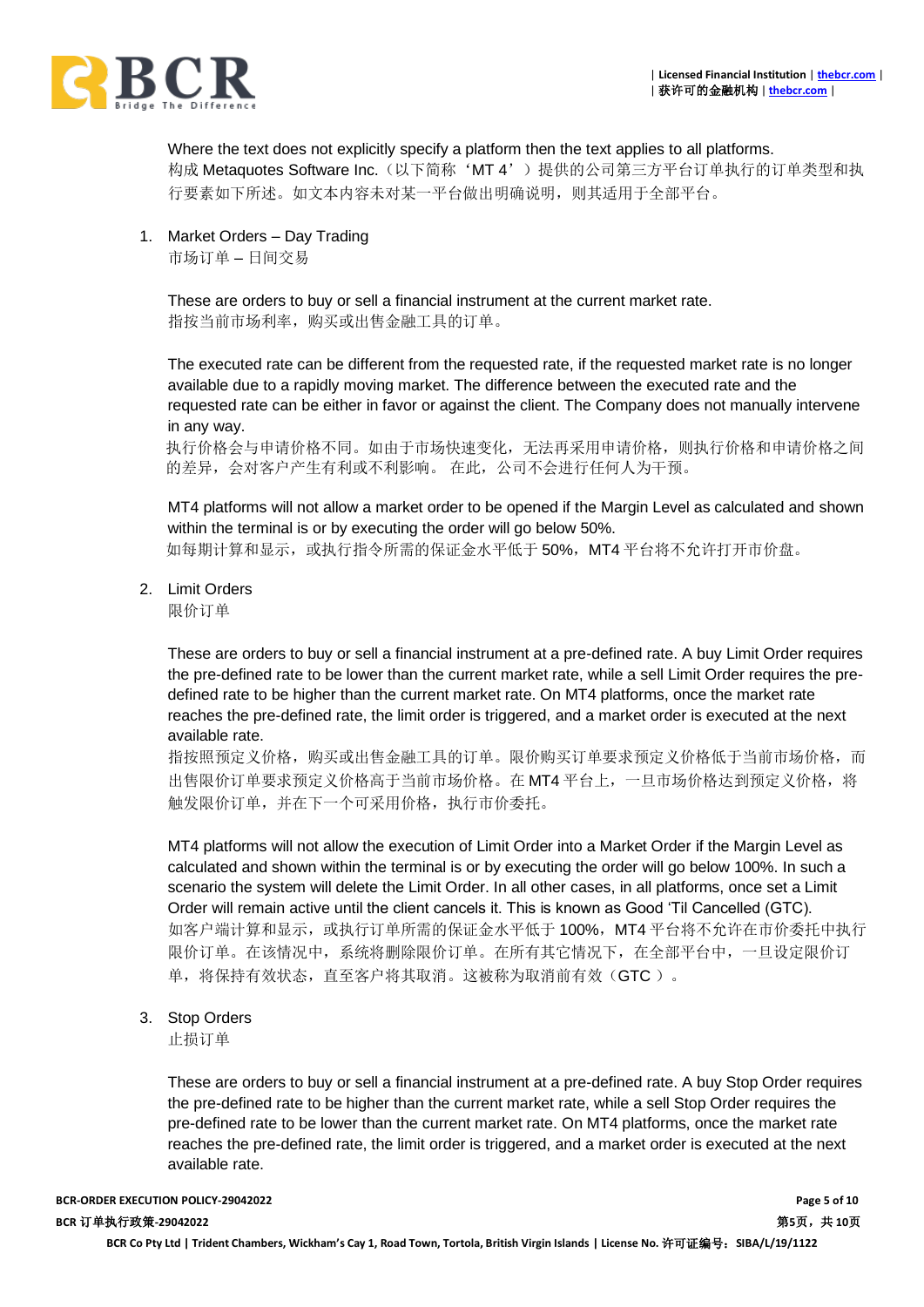Where the text does not explicitly specify a platform then the text applies to all platforms.
构成 Metaquotes Software Inc.（以下简称‘MT 4’）提供的公司第三方平台订单执行的订单类型和执行要素如下所述。如文本内容未对某一平台做出明确说明，则其适用于全部平台。

1. Market Orders – Day Trading
   市场订单 – 日间交易

   These are orders to buy or sell a financial instrument at the current market rate.
   指按当前市场利率，购买或出售金融工具的订单。

   The executed rate can be different from the requested rate, if the requested market rate is no longer available due to a rapidly moving market. The difference between the executed rate and the requested rate can be either in favor or against the client. The Company does not manually intervene in any way.
   执行价格会与申请价格不同。如由于市场快速变化，无法再采用申请价格，则执行价格和申请价格之间的差异，会对客户产生有利或不利影响。 在此，公司不会进行任何人为干预。

   MT4 platforms will not allow a market order to be opened if the Margin Level as calculated and shown within the terminal is or by executing the order will go below 50%.
   如每期计算和显示，或执行指令所需的保证金水平低于 50%，MT4 平台将不允许打开市价盘。

2. Limit Orders
   限价订单

   These are orders to buy or sell a financial instrument at a pre-defined rate. A buy Limit Order requires the pre-defined rate to be lower than the current market rate, while a sell Limit Order requires the pre-defined rate to be higher than the current market rate. On MT4 platforms, once the market rate reaches the pre-defined rate, the limit order is triggered, and a market order is executed at the next available rate.
   指按照预定义价格，购买或出售金融工具的订单。限价购买订单要求预定义价格低于当前市场价格，而出售限价订单要求预定义价格高于当前市场价格。在 MT4 平台上，一旦市场价格达到预定义价格，将触发限价订单，并在下一个可采用价格，执行市价委托。

   MT4 platforms will not allow the execution of Limit Order into a Market Order if the Margin Level as calculated and shown within the terminal is or by executing the order will go below 100%. In such a scenario the system will delete the Limit Order. In all other cases, in all platforms, once set a Limit Order will remain active until the client cancels it. This is known as Good 'Til Cancelled (GTC).
   如客户端计算和显示，或执行订单所需的保证金水平低于 100%，MT4 平台将不允许在市价委托中执行限价订单。在该情况中，系统将删除限价订单。在所有其它情况下，在全部平台中，一旦设定限价订单，将保持有效状态，直至客户将其取消。这被称为取消前有效（GTC ）。

3. Stop Orders
   止损订单

   These are orders to buy or sell a financial instrument at a pre-defined rate. A buy Stop Order requires the pre-defined rate to be higher than the current market rate, while a sell Stop Order requires the pre-defined rate to be lower than the current market rate. On MT4 platforms, once the market rate reaches the pre-defined rate, the limit order is triggered, and a market order is executed at the next available rate.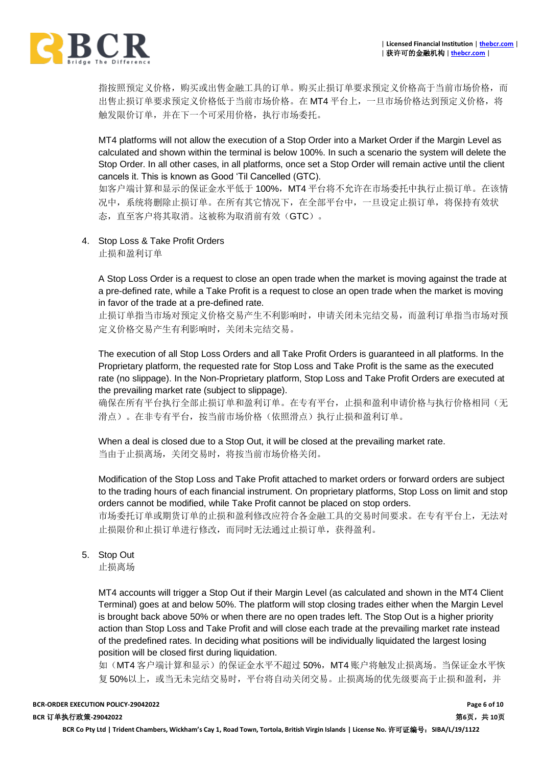指按照预定义价格，购买或出售金融工具的订单。购买止损订单要求预定义价格高于当前市场价格，而出售止损订单要求预定义价格低于当前市场价格。在 MT4 平台上，一旦市场价格达到预定义价格，将触发限价订单，并在下一个可采用价格，执行市场委托。

MT4 platforms will not allow the execution of a Stop Order into a Market Order if the Margin Level as calculated and shown within the terminal is below 100%. In such a scenario the system will delete the Stop Order. In all other cases, in all platforms, once set a Stop Order will remain active until the client cancels it. This is known as Good 'Til Cancelled (GTC).
如客户端计算和显示的保证金水平低于 100%，MT4 平台将不允许在市场委托中执行止损订单。在该情况中，系统将删除止损订单。在所有其它情况下，在全部平台中，一旦设定止损订单，将保持有效状态，直至客户将其取消。这被称为取消前有效（GTC）。

4. Stop Loss & Take Profit Orders
   止损和盈利订单

A Stop Loss Order is a request to close an open trade when the market is moving against the trade at a pre-defined rate, while a Take Profit is a request to close an open trade when the market is moving in favor of the trade at a pre-defined rate.
止损订单指当市场对预定义价格交易产生不利影响时，申请关闭未完结交易，而盈利订单指当市场对预定义价格交易产生有利影响时，关闭未完结交易。

The execution of all Stop Loss Orders and all Take Profit Orders is guaranteed in all platforms. In the Proprietary platform, the requested rate for Stop Loss and Take Profit is the same as the executed rate (no slippage). In the Non-Proprietary platform, Stop Loss and Take Profit Orders are executed at the prevailing market rate (subject to slippage).
确保在所有平台执行全部止损订单和盈利订单。在专有平台，止损和盈利申请价格与执行价格相同（无滑点）。在非专有平台，按当前市场价格（依照滑点）执行止损和盈利订单。

When a deal is closed due to a Stop Out, it will be closed at the prevailing market rate.
当由于止损离场，关闭交易时，将按当前市场价格关闭。

Modification of the Stop Loss and Take Profit attached to market orders or forward orders are subject to the trading hours of each financial instrument. On proprietary platforms, Stop Loss on limit and stop orders cannot be modified, while Take Profit cannot be placed on stop orders.
市场委托订单或期货订单的止损和盈利修改应符合各金融工具的交易时间要求。在专有平台上，无法对止损限价和止损订单进行修改，而同时无法通过止损订单，获得盈利。

5. Stop Out
   止损离场

MT4 accounts will trigger a Stop Out if their Margin Level (as calculated and shown in the MT4 Client Terminal) goes at and below 50%. The platform will stop closing trades either when the Margin Level is brought back above 50% or when there are no open trades left. The Stop Out is a higher priority action than Stop Loss and Take Profit and will close each trade at the prevailing market rate instead of the predefined rates. In deciding what positions will be individually liquidated the largest losing position will be closed first during liquidation.
如（MT4 客户端计算和显示）的保证金水平不超过 50%，MT4 账户将触发止损离场。当保证金水平恢复 50%以上，或当无未完结交易时，平台将自动关闭交易。止损离场的优先级要高于止损和盈利，并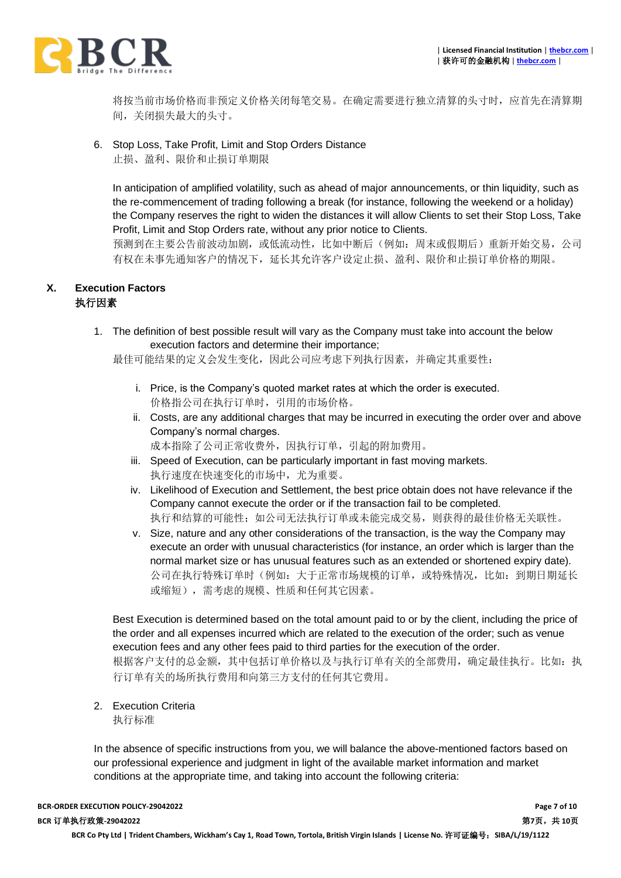将按当前市场价格而非预定义价格关闭每笔交易。在确定需要进行独立清算的头寸时，应首先在清算期间，关闭损失最大的头寸。

6. Stop Loss, Take Profit, Limit and Stop Orders Distance
   止损、盈利、限价和止损订单期限

   In anticipation of amplified volatility, such as ahead of major announcements, or thin liquidity, such as the re-commencement of trading following a break (for instance, following the weekend or a holiday) the Company reserves the right to widen the distances it will allow Clients to set their Stop Loss, Take Profit, Limit and Stop Orders rate, without any prior notice to Clients.
   预测到在主要公告前波动加剧，或低流动性，比如中断后（例如：周末或假期后）重新开始交易，公司有权在未事先通知客户的情况下，延长其允许客户设定止损、盈利、限价和止损订单价格的期限。

## X. Execution Factors
## 执行因素

1. The definition of best possible result will vary as the Company must take into account the below execution factors and determine their importance;
   最佳可能结果的定义会发生变化，因此公司应考虑下列执行因素，并确定其重要性：

   i. Price, is the Company's quoted market rates at which the order is executed.
      价格指公司在执行订单时，引用的市场价格。
   ii. Costs, are any additional charges that may be incurred in executing the order over and above Company's normal charges.
      成本指除了公司正常收费外，因执行订单，引起的附加费用。
   iii. Speed of Execution, can be particularly important in fast moving markets.
      执行速度在快速变化的市场中，尤为重要。
   iv. Likelihood of Execution and Settlement, the best price obtain does not have relevance if the Company cannot execute the order or if the transaction fail to be completed.
      执行和结算的可能性：如公司无法执行订单或未能完成交易，则获得的最佳价格无关联性。
   v. Size, nature and any other considerations of the transaction, is the way the Company may execute an order with unusual characteristics (for instance, an order which is larger than the normal market size or has unusual features such as an extended or shortened expiry date).
      公司在执行特殊订单时（例如：大于正常市场规模的订单，或特殊情况，比如：到期日期延长或缩短），需考虑的规模、性质和任何其它因素。

   Best Execution is determined based on the total amount paid to or by the client, including the price of the order and all expenses incurred which are related to the execution of the order; such as venue execution fees and any other fees paid to third parties for the execution of the order.
   根据客户支付的总金额，其中包括订单价格以及与执行订单有关的全部费用，确定最佳执行。比如：执行订单有关的场所执行费用和向第三方支付的任何其它费用。

2. Execution Criteria
   执行标准

In the absence of specific instructions from you, we will balance the above-mentioned factors based on our professional experience and judgment in light of the available market information and market conditions at the appropriate time, and taking into account the following criteria: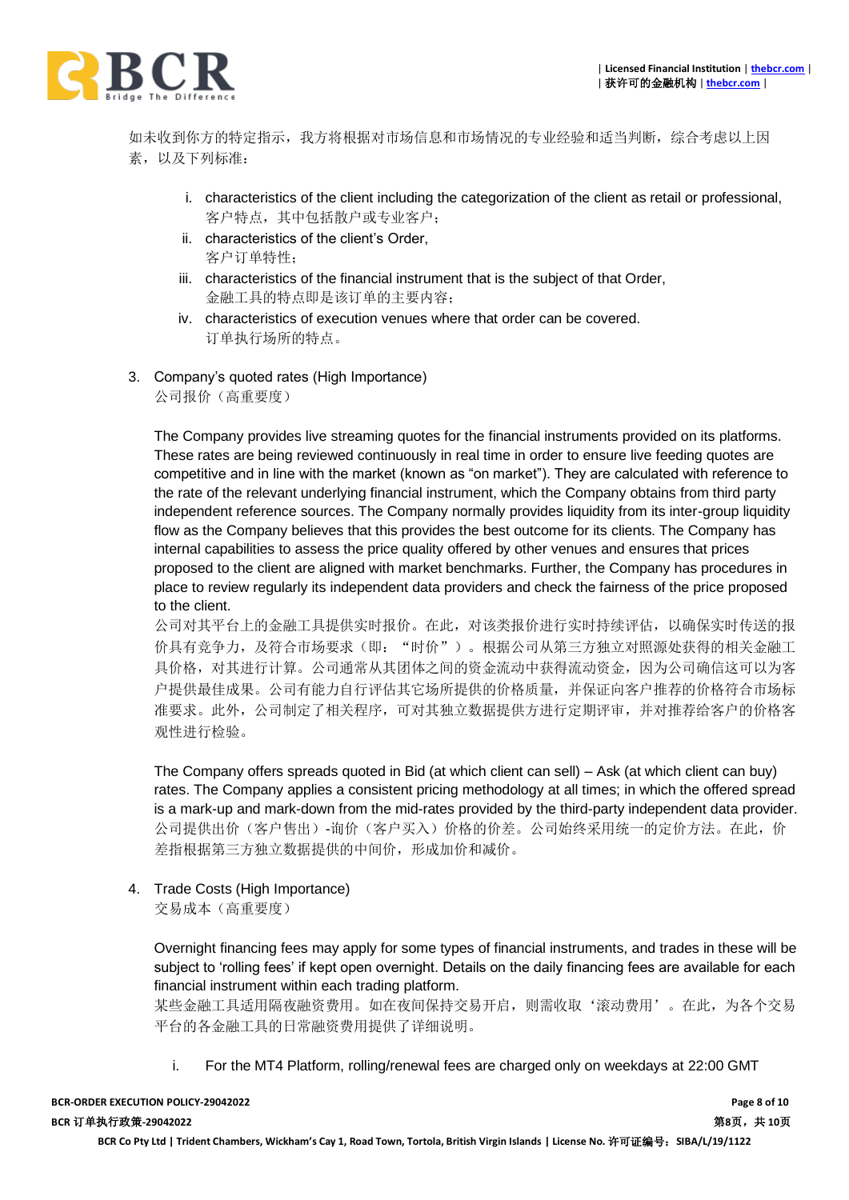如未收到你方的特定指示，我方将根据对市场信息和市场情况的专业经验和适当判断，综合考虑以上因素，以及下列标准：

i. characteristics of the client including the categorization of the client as retail or professional,
   客户特点，其中包括散户或专业客户；
ii. characteristics of the client's Order,
   客户订单特性；
iii. characteristics of the financial instrument that is the subject of that Order,
   金融工具的特点即是该订单的主要内容；
iv. characteristics of execution venues where that order can be covered.
   订单执行场所的特点。

3. Company's quoted rates (High Importance)
   公司报价（高重要度）

   The Company provides live streaming quotes for the financial instruments provided on its platforms. These rates are being reviewed continuously in real time in order to ensure live feeding quotes are competitive and in line with the market (known as "on market"). They are calculated with reference to the rate of the relevant underlying financial instrument, which the Company obtains from third party independent reference sources. The Company normally provides liquidity from its inter-group liquidity flow as the Company believes that this provides the best outcome for its clients. The Company has internal capabilities to assess the price quality offered by other venues and ensures that prices proposed to the client are aligned with market benchmarks. Further, the Company has procedures in place to review regularly its independent data providers and check the fairness of the price proposed to the client.
   公司对其平台上的金融工具提供实时报价。在此，对该类报价进行实时持续评估，以确保实时传送的报价具有竞争力，及符合市场要求（即：“时价”）。根据公司从第三方独立对照源处获得的相关金融工具价格，对其进行计算。公司通常从其团体之间的资金流动中获得流动资金，因为公司确信这可以为客户提供最佳成果。公司有能力自行评估其它场所提供的价格质量，并保证向客户推荐的价格符合市场标准要求。此外，公司制定了相关程序，可对其独立数据提供方进行定期评审，并对推荐给客户的价格客观性进行检验。

   The Company offers spreads quoted in Bid (at which client can sell) – Ask (at which client can buy) rates. The Company applies a consistent pricing methodology at all times; in which the offered spread is a mark-up and mark-down from the mid-rates provided by the third-party independent data provider.
   公司提供出价（客户售出）-询价（客户买入）价格的价差。公司始终采用统一的定价方法。在此，价差指根据第三方独立数据提供的中间价，形成加价和减价。

4. Trade Costs (High Importance)
   交易成本（高重要度）

   Overnight financing fees may apply for some types of financial instruments, and trades in these will be subject to 'rolling fees' if kept open overnight. Details on the daily financing fees are available for each financial instrument within each trading platform.
   某些金融工具适用隔夜融资费用。如在夜间保持交易开启，则需收取‘滚动费用’。在此，为各个交易平台的各金融工具的日常融资费用提供了详细说明。

   i. For the MT4 Platform, rolling/renewal fees are charged only on weekdays at 22:00 GMT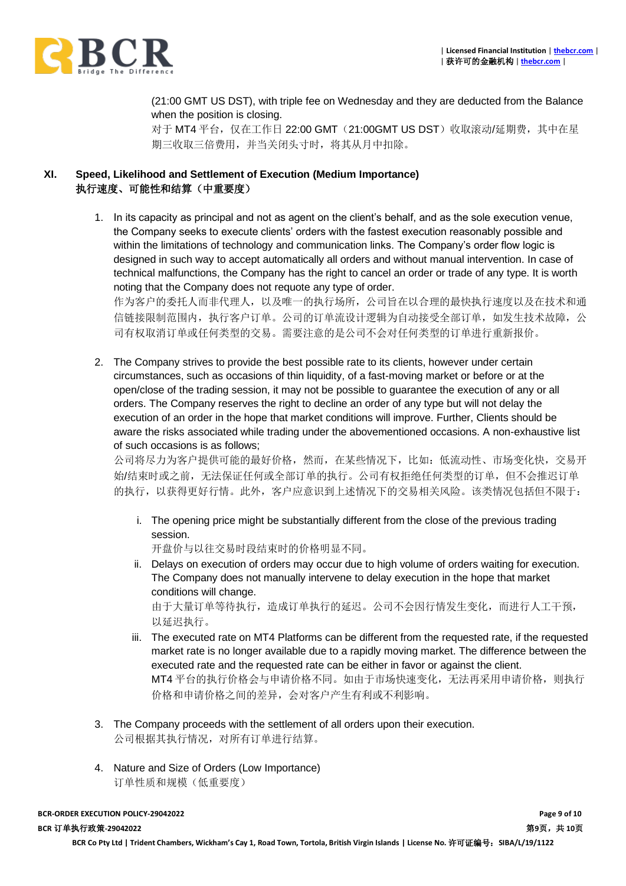(21:00 GMT US DST), with triple fee on Wednesday and they are deducted from the Balance when the position is closing.
对于 MT4 平台，仅在工作日 22:00 GMT（21:00GMT US DST）收取滚动/延期费，其中在星期三收取三倍费用，并当关闭头寸时，将其从月中扣除。

## XI. Speed, Likelihood and Settlement of Execution (Medium Importance)
## 执行速度、可能性和结算（中重要度）

1. In its capacity as principal and not as agent on the client's behalf, and as the sole execution venue, the Company seeks to execute clients' orders with the fastest execution reasonably possible and within the limitations of technology and communication links. The Company's order flow logic is designed in such way to accept automatically all orders and without manual intervention. In case of technical malfunctions, the Company has the right to cancel an order or trade of any type. It is worth noting that the Company does not requote any type of order.
作为客户的委托人而非代理人，以及唯一的执行场所，公司旨在以合理的最快执行速度以及在技术和通信链接限制范围内，执行客户订单。公司的订单流设计逻辑为自动接受全部订单，如发生技术故障，公司有权取消订单或任何类型的交易。需要注意的是公司不会对任何类型的订单进行重新报价。

2. The Company strives to provide the best possible rate to its clients, however under certain circumstances, such as occasions of thin liquidity, of a fast-moving market or before or at the open/close of the trading session, it may not be possible to guarantee the execution of any or all orders. The Company reserves the right to decline an order of any type but will not delay the execution of an order in the hope that market conditions will improve. Further, Clients should be aware the risks associated while trading under the abovementioned occasions. A non-exhaustive list of such occasions is as follows;
公司将尽力为客户提供可能的最好价格，然而，在某些情况下，比如：低流动性、市场变化快，交易开始/结束时或之前，无法保证任何或全部订单的执行。公司有权拒绝任何类型的订单，但不会推迟订单的执行，以获得更好行情。此外，客户应意识到上述情况下的交易相关风险。该类情况包括但不限于：

   i. The opening price might be substantially different from the close of the previous trading session.
   开盘价与以往交易时段结束时的价格明显不同。

   ii. Delays on execution of orders may occur due to high volume of orders waiting for execution. The Company does not manually intervene to delay execution in the hope that market conditions will change.
   由于大量订单等待执行，造成订单执行的延迟。公司不会因行情发生变化，而进行人工干预，以延迟执行。

   iii. The executed rate on MT4 Platforms can be different from the requested rate, if the requested market rate is no longer available due to a rapidly moving market. The difference between the executed rate and the requested rate can be either in favor or against the client.
   MT4 平台的执行价格会与申请价格不同。如由于市场快速变化，无法再采用申请价格，则执行价格和申请价格之间的差异，会对客户产生有利或不利影响。

3. The Company proceeds with the settlement of all orders upon their execution.
公司根据其执行情况，对所有订单进行结算。

4. Nature and Size of Orders (Low Importance)
订单性质和规模（低重要度）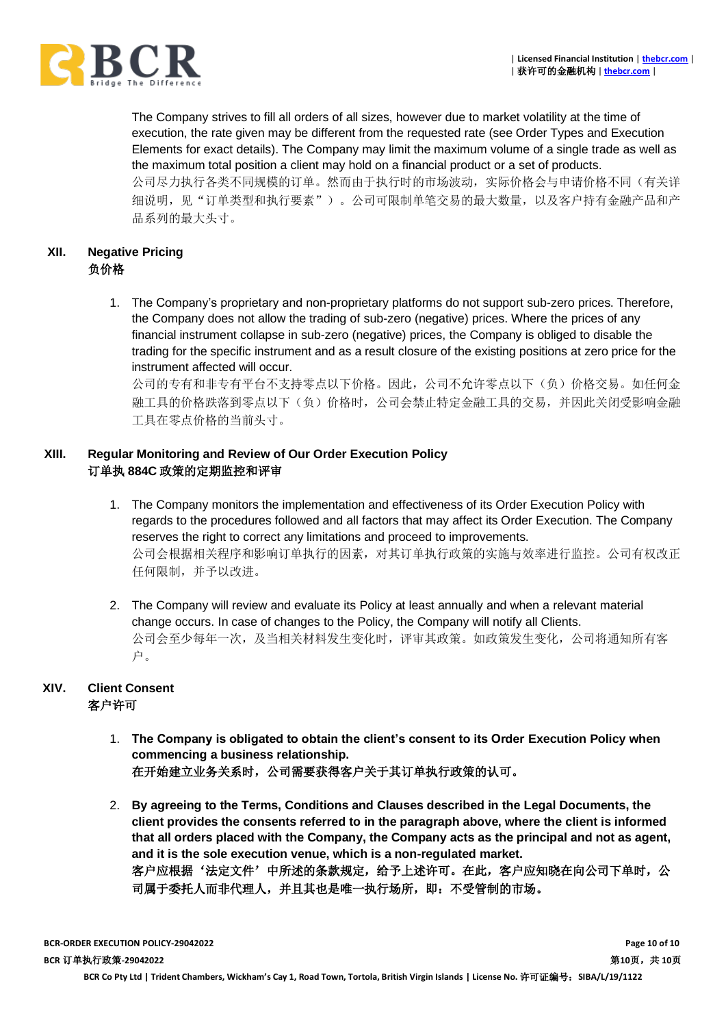The Company strives to fill all orders of all sizes, however due to market volatility at the time of execution, the rate given may be different from the requested rate (see Order Types and Execution Elements for exact details). The Company may limit the maximum volume of a single trade as well as the maximum total position a client may hold on a financial product or a set of products.
公司尽力执行各类不同规模的订单。然而由于执行时的市场波动，实际价格会与申请价格不同（有关详细说明，见“订单类型和执行要素”）。公司可限制单笔交易的最大数量，以及客户持有金融产品和产品系列的最大头寸。

## XII. Negative Pricing
## 负价格

1. The Company's proprietary and non-proprietary platforms do not support sub-zero prices. Therefore, the Company does not allow the trading of sub-zero (negative) prices. Where the prices of any financial instrument collapse in sub-zero (negative) prices, the Company is obliged to disable the trading for the specific instrument and as a result closure of the existing positions at zero price for the instrument affected will occur.
公司的专有和非专有平台不支持零点以下价格。因此，公司不允许零点以下（负）价格交易。如任何金融工具的价格跌落到零点以下（负）价格时，公司会禁止特定金融工具的交易，并因此关闭受影响金融工具在零点价格的当前头寸。

## XIII. Regular Monitoring and Review of Our Order Execution Policy
## 订单执 884C 政策的定期监控和评审

1. The Company monitors the implementation and effectiveness of its Order Execution Policy with regards to the procedures followed and all factors that may affect its Order Execution. The Company reserves the right to correct any limitations and proceed to improvements.
公司会根据相关程序和影响订单执行的因素，对其订单执行政策的实施与效率进行监控。公司有权改正任何限制，并予以改进。

2. The Company will review and evaluate its Policy at least annually and when a relevant material change occurs. In case of changes to the Policy, the Company will notify all Clients.
公司会至少每年一次，及当相关材料发生变化时，评审其政策。如政策发生变化，公司将通知所有客户。

## XIV. Client Consent
## 客户许可

1. **The Company is obligated to obtain the client's consent to its Order Execution Policy when commencing a business relationship.**
**在开始建立业务关系时，公司需要获得客户关于其订单执行政策的认可。**

2. **By agreeing to the Terms, Conditions and Clauses described in the Legal Documents, the client provides the consents referred to in the paragraph above, where the client is informed that all orders placed with the Company, the Company acts as the principal and not as agent, and it is the sole execution venue, which is a non-regulated market.**
**客户应根据‘法定文件’中所述的条款规定，给予上述许可。在此，客户应知晓在向公司下单时，公司属于委托人而非代理人，并且其也是唯一执行场所，即：不受管制的市场。**